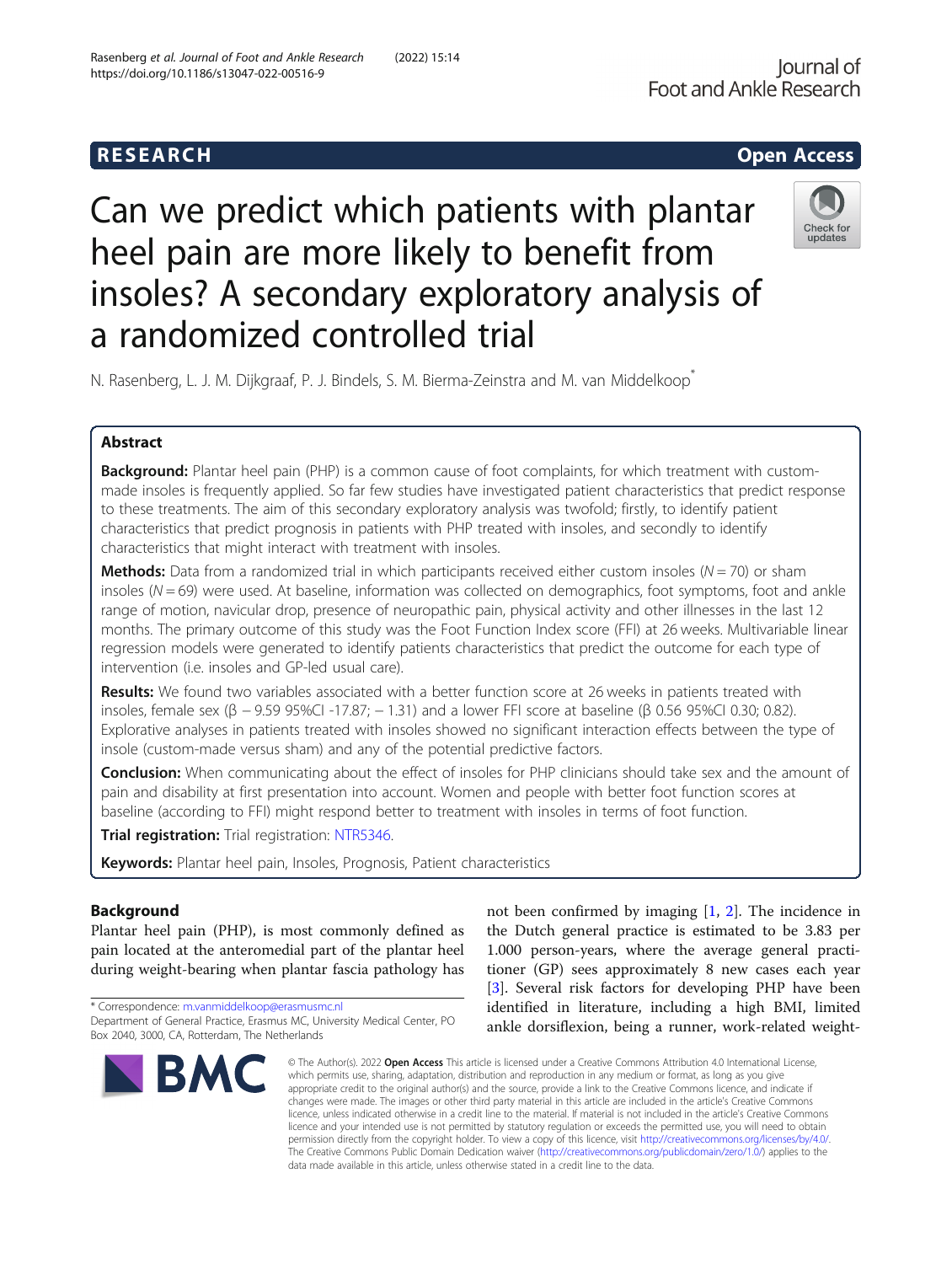**RESEARCH** **Open Access**

# Can we predict which patients with plantar heel pain are more likely to benefit from insoles? A secondary exploratory analysis of a randomized controlled trial

N. Rasenberg, L. J. M. Dijkgraaf, P. J. Bindels, S. M. Bierma-Zeinstra and M. van Middelkoop*

## Abstract

**Background:** Plantar heel pain (PHP) is a common cause of foot complaints, for which treatment with custom-made insoles is frequently applied. So far few studies have investigated patient characteristics that predict response to these treatments. The aim of this secondary exploratory analysis was twofold; firstly, to identify patient characteristics that predict prognosis in patients with PHP treated with insoles, and secondly to identify characteristics that might interact with treatment with insoles.

**Methods:** Data from a randomized trial in which participants received either custom insoles ($N = 70$) or sham insoles ($N = 69$) were used. At baseline, information was collected on demographics, foot symptoms, foot and ankle range of motion, navicular drop, presence of neuropathic pain, physical activity and other illnesses in the last 12 months. The primary outcome of this study was the Foot Function Index score (FFI) at 26 weeks. Multivariable linear regression models were generated to identify patients characteristics that predict the outcome for each type of intervention (i.e. insoles and GP-led usual care).

**Results:** We found two variables associated with a better function score at 26 weeks in patients treated with insoles, female sex (β − 9.59 95%CI -17.87; − 1.31) and a lower FFI score at baseline (β 0.56 95%CI 0.30; 0.82). Explorative analyses in patients treated with insoles showed no significant interaction effects between the type of insole (custom-made versus sham) and any of the potential predictive factors.

**Conclusion:** When communicating about the effect of insoles for PHP clinicians should take sex and the amount of pain and disability at first presentation into account. Women and people with better foot function scores at baseline (according to FFI) might respond better to treatment with insoles in terms of foot function.

**Trial registration:** Trial registration: NTR5346.

**Keywords:** Plantar heel pain, Insoles, Prognosis, Patient characteristics

## Background

Plantar heel pain (PHP), is most commonly defined as pain located at the anteromedial part of the plantar heel during weight-bearing when plantar fascia pathology has not been confirmed by imaging [1, 2]. The incidence in the Dutch general practice is estimated to be 3.83 per 1.000 person-years, where the average general practitioner (GP) sees approximately 8 new cases each year [3]. Several risk factors for developing PHP have been identified in literature, including a high BMI, limited ankle dorsiflexion, being a runner, work-related weight-

\* Correspondence: m.vanmiddelkoop@erasmusmc.nl
Department of General Practice, Erasmus MC, University Medical Center, PO Box 2040, 3000, CA, Rotterdam, The Netherlands

© The Author(s). 2022 **Open Access** This article is licensed under a Creative Commons Attribution 4.0 International License, which permits use, sharing, adaptation, distribution and reproduction in any medium or format, as long as you give appropriate credit to the original author(s) and the source, provide a link to the Creative Commons licence, and indicate if changes were made. The images or other third party material in this article are included in the article's Creative Commons licence, unless indicated otherwise in a credit line to the material. If material is not included in the article's Creative Commons licence and your intended use is not permitted by statutory regulation or exceeds the permitted use, you will need to obtain permission directly from the copyright holder. To view a copy of this licence, visit http://creativecommons.org/licenses/by/4.0/. The Creative Commons Public Domain Dedication waiver (http://creativecommons.org/publicdomain/zero/1.0/) applies to the data made available in this article, unless otherwise stated in a credit line to the data.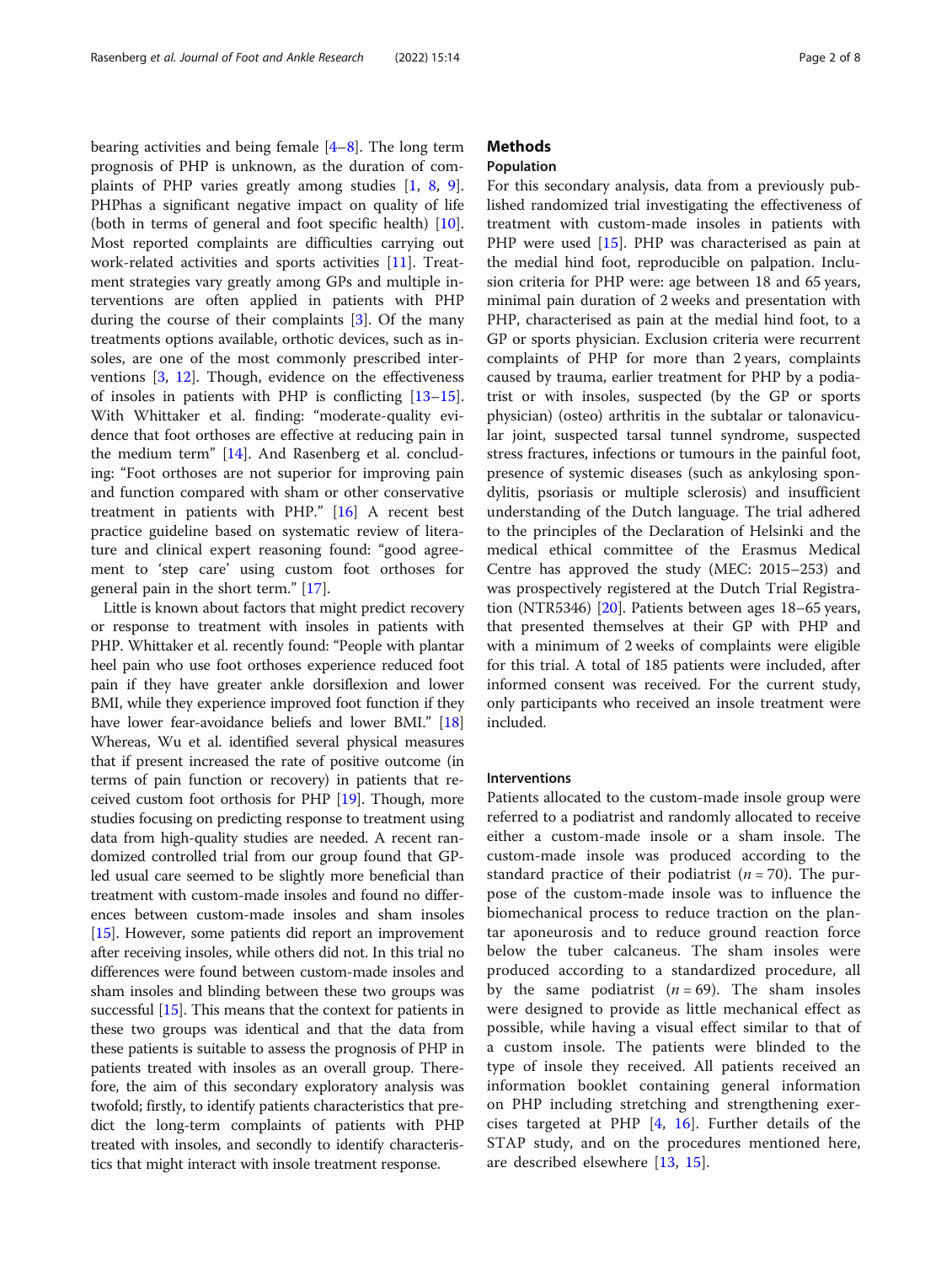bearing activities and being female [4–8]. The long term prognosis of PHP is unknown, as the duration of complaints of PHP varies greatly among studies [1, 8, 9]. PHPhas a significant negative impact on quality of life (both in terms of general and foot specific health) [10]. Most reported complaints are difficulties carrying out work-related activities and sports activities [11]. Treatment strategies vary greatly among GPs and multiple interventions are often applied in patients with PHP during the course of their complaints [3]. Of the many treatments options available, orthotic devices, such as insoles, are one of the most commonly prescribed interventions [3, 12]. Though, evidence on the effectiveness of insoles in patients with PHP is conflicting [13–15]. With Whittaker et al. finding: "moderate-quality evidence that foot orthoses are effective at reducing pain in the medium term" [14]. And Rasenberg et al. concluding: "Foot orthoses are not superior for improving pain and function compared with sham or other conservative treatment in patients with PHP." [16] A recent best practice guideline based on systematic review of literature and clinical expert reasoning found: "good agreement to 'step care' using custom foot orthoses for general pain in the short term." [17].

Little is known about factors that might predict recovery or response to treatment with insoles in patients with PHP. Whittaker et al. recently found: "People with plantar heel pain who use foot orthoses experience reduced foot pain if they have greater ankle dorsiflexion and lower BMI, while they experience improved foot function if they have lower fear-avoidance beliefs and lower BMI." [18] Whereas, Wu et al. identified several physical measures that if present increased the rate of positive outcome (in terms of pain function or recovery) in patients that received custom foot orthosis for PHP [19]. Though, more studies focusing on predicting response to treatment using data from high-quality studies are needed. A recent randomized controlled trial from our group found that GP-led usual care seemed to be slightly more beneficial than treatment with custom-made insoles and found no differences between custom-made insoles and sham insoles [15]. However, some patients did report an improvement after receiving insoles, while others did not. In this trial no differences were found between custom-made insoles and sham insoles and blinding between these two groups was successful [15]. This means that the context for patients in these two groups was identical and that the data from these patients is suitable to assess the prognosis of PHP in patients treated with insoles as an overall group. Therefore, the aim of this secondary exploratory analysis was twofold; firstly, to identify patients characteristics that predict the long-term complaints of patients with PHP treated with insoles, and secondly to identify characteristics that might interact with insole treatment response.

## Methods

### Population

For this secondary analysis, data from a previously published randomized trial investigating the effectiveness of treatment with custom-made insoles in patients with PHP were used [15]. PHP was characterised as pain at the medial hind foot, reproducible on palpation. Inclusion criteria for PHP were: age between 18 and 65 years, minimal pain duration of 2 weeks and presentation with PHP, characterised as pain at the medial hind foot, to a GP or sports physician. Exclusion criteria were recurrent complaints of PHP for more than 2 years, complaints caused by trauma, earlier treatment for PHP by a podiatrist or with insoles, suspected (by the GP or sports physician) (osteo) arthritis in the subtalar or talonavicular joint, suspected tarsal tunnel syndrome, suspected stress fractures, infections or tumours in the painful foot, presence of systemic diseases (such as ankylosing spondylitis, psoriasis or multiple sclerosis) and insufficient understanding of the Dutch language. The trial adhered to the principles of the Declaration of Helsinki and the medical ethical committee of the Erasmus Medical Centre has approved the study (MEC: 2015–253) and was prospectively registered at the Dutch Trial Registration (NTR5346) [20]. Patients between ages 18–65 years, that presented themselves at their GP with PHP and with a minimum of 2 weeks of complaints were eligible for this trial. A total of 185 patients were included, after informed consent was received. For the current study, only participants who received an insole treatment were included.

### Interventions

Patients allocated to the custom-made insole group were referred to a podiatrist and randomly allocated to receive either a custom-made insole or a sham insole. The custom-made insole was produced according to the standard practice of their podiatrist ($n = 70$). The purpose of the custom-made insole was to influence the biomechanical process to reduce traction on the plantar aponeurosis and to reduce ground reaction force below the tuber calcaneus. The sham insoles were produced according to a standardized procedure, all by the same podiatrist ($n = 69$). The sham insoles were designed to provide as little mechanical effect as possible, while having a visual effect similar to that of a custom insole. The patients were blinded to the type of insole they received. All patients received an information booklet containing general information on PHP including stretching and strengthening exercises targeted at PHP [4, 16]. Further details of the STAP study, and on the procedures mentioned here, are described elsewhere [13, 15].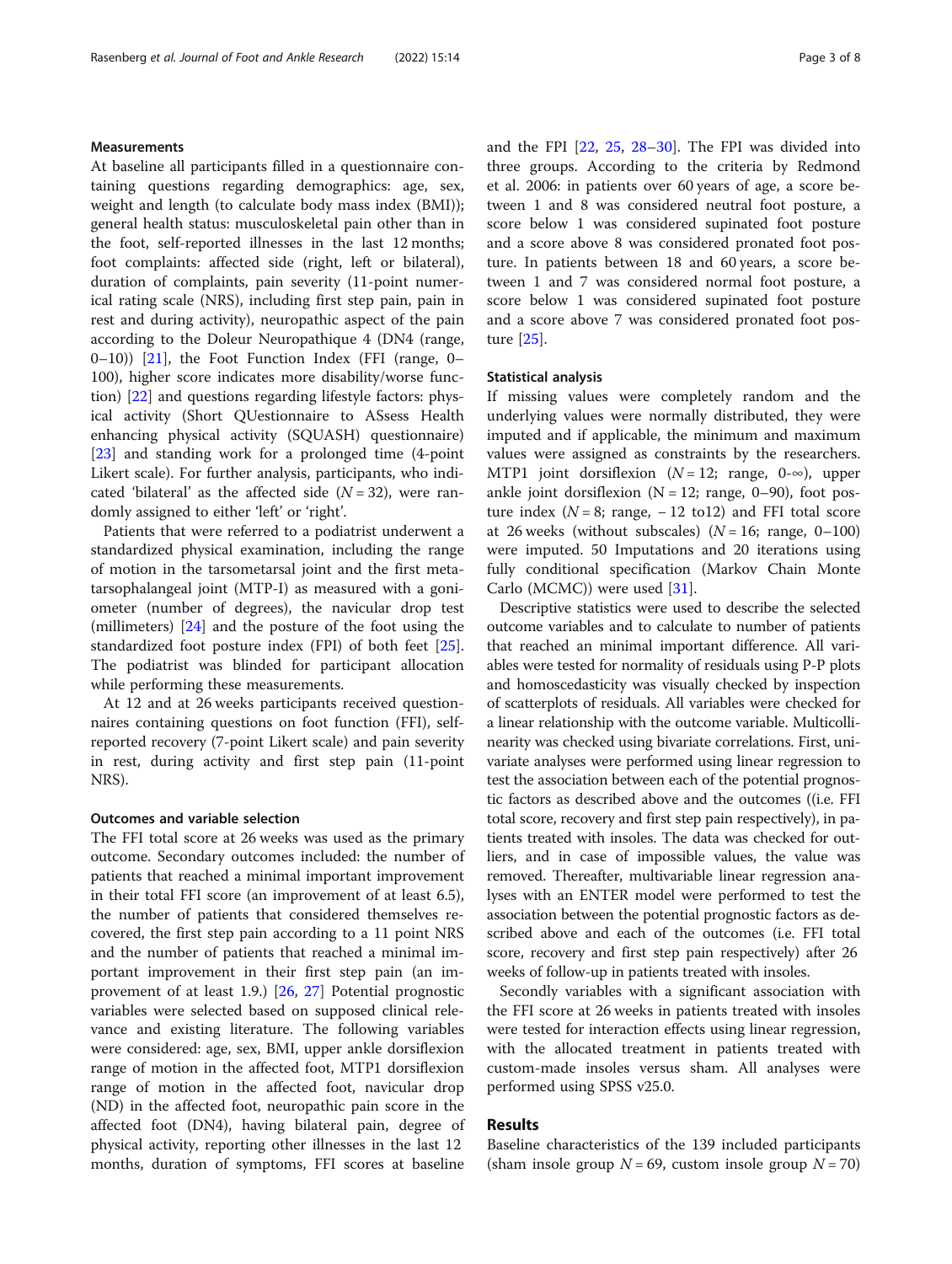#### Measurements

At baseline all participants filled in a questionnaire containing questions regarding demographics: age, sex, weight and length (to calculate body mass index (BMI)); general health status: musculoskeletal pain other than in the foot, self-reported illnesses in the last 12 months; foot complaints: affected side (right, left or bilateral), duration of complaints, pain severity (11-point numerical rating scale (NRS), including first step pain, pain in rest and during activity), neuropathic aspect of the pain according to the Doleur Neuropathique 4 (DN4 (range, 0–10)) [21], the Foot Function Index (FFI (range, 0–100), higher score indicates more disability/worse function) [22] and questions regarding lifestyle factors: physical activity (Short QUestionnaire to ASsess Health enhancing physical activity (SQUASH) questionnaire) [23] and standing work for a prolonged time (4-point Likert scale). For further analysis, participants, who indicated 'bilateral' as the affected side ($N = 32$), were randomly assigned to either 'left' or 'right'.

Patients that were referred to a podiatrist underwent a standardized physical examination, including the range of motion in the tarsometarsal joint and the first metatarsophalangeal joint (MTP-I) as measured with a goniometer (number of degrees), the navicular drop test (millimeters) [24] and the posture of the foot using the standardized foot posture index (FPI) of both feet [25]. The podiatrist was blinded for participant allocation while performing these measurements.

At 12 and at 26 weeks participants received questionnaires containing questions on foot function (FFI), self-reported recovery (7-point Likert scale) and pain severity in rest, during activity and first step pain (11-point NRS).

#### Outcomes and variable selection

The FFI total score at 26 weeks was used as the primary outcome. Secondary outcomes included: the number of patients that reached a minimal important improvement in their total FFI score (an improvement of at least 6.5), the number of patients that considered themselves recovered, the first step pain according to a 11 point NRS and the number of patients that reached a minimal important improvement in their first step pain (an improvement of at least 1.9.) [26, 27] Potential prognostic variables were selected based on supposed clinical relevance and existing literature. The following variables were considered: age, sex, BMI, upper ankle dorsiflexion range of motion in the affected foot, MTP1 dorsiflexion range of motion in the affected foot, navicular drop (ND) in the affected foot, neuropathic pain score in the affected foot (DN4), having bilateral pain, degree of physical activity, reporting other illnesses in the last 12 months, duration of symptoms, FFI scores at baseline and the FPI [22, 25, 28–30]. The FPI was divided into three groups. According to the criteria by Redmond et al. 2006: in patients over 60 years of age, a score between 1 and 8 was considered neutral foot posture, a score below 1 was considered supinated foot posture and a score above 8 was considered pronated foot posture. In patients between 18 and 60 years, a score between 1 and 7 was considered normal foot posture, a score below 1 was considered supinated foot posture and a score above 7 was considered pronated foot posture [25].

#### Statistical analysis

If missing values were completely random and the underlying values were normally distributed, they were imputed and if applicable, the minimum and maximum values were assigned as constraints by the researchers. MTP1 joint dorsiflexion ($N = 12$; range, 0-∞), upper ankle joint dorsiflexion ($N = 12$; range, 0–90), foot posture index ($N = 8$; range, − 12 to12) and FFI total score at 26 weeks (without subscales) ($N = 16$; range, 0–100) were imputed. 50 Imputations and 20 iterations using fully conditional specification (Markov Chain Monte Carlo (MCMC)) were used [31].

Descriptive statistics were used to describe the selected outcome variables and to calculate to number of patients that reached an minimal important difference. All variables were tested for normality of residuals using P-P plots and homoscedasticity was visually checked by inspection of scatterplots of residuals. All variables were checked for a linear relationship with the outcome variable. Multicollinearity was checked using bivariate correlations. First, univariate analyses were performed using linear regression to test the association between each of the potential prognostic factors as described above and the outcomes ((i.e. FFI total score, recovery and first step pain respectively), in patients treated with insoles. The data was checked for outliers, and in case of impossible values, the value was removed. Thereafter, multivariable linear regression analyses with an ENTER model were performed to test the association between the potential prognostic factors as described above and each of the outcomes (i.e. FFI total score, recovery and first step pain respectively) after 26 weeks of follow-up in patients treated with insoles.

Secondly variables with a significant association with the FFI score at 26 weeks in patients treated with insoles were tested for interaction effects using linear regression, with the allocated treatment in patients treated with custom-made insoles versus sham. All analyses were performed using SPSS v25.0.

## Results

Baseline characteristics of the 139 included participants (sham insole group $N = 69$, custom insole group $N = 70$)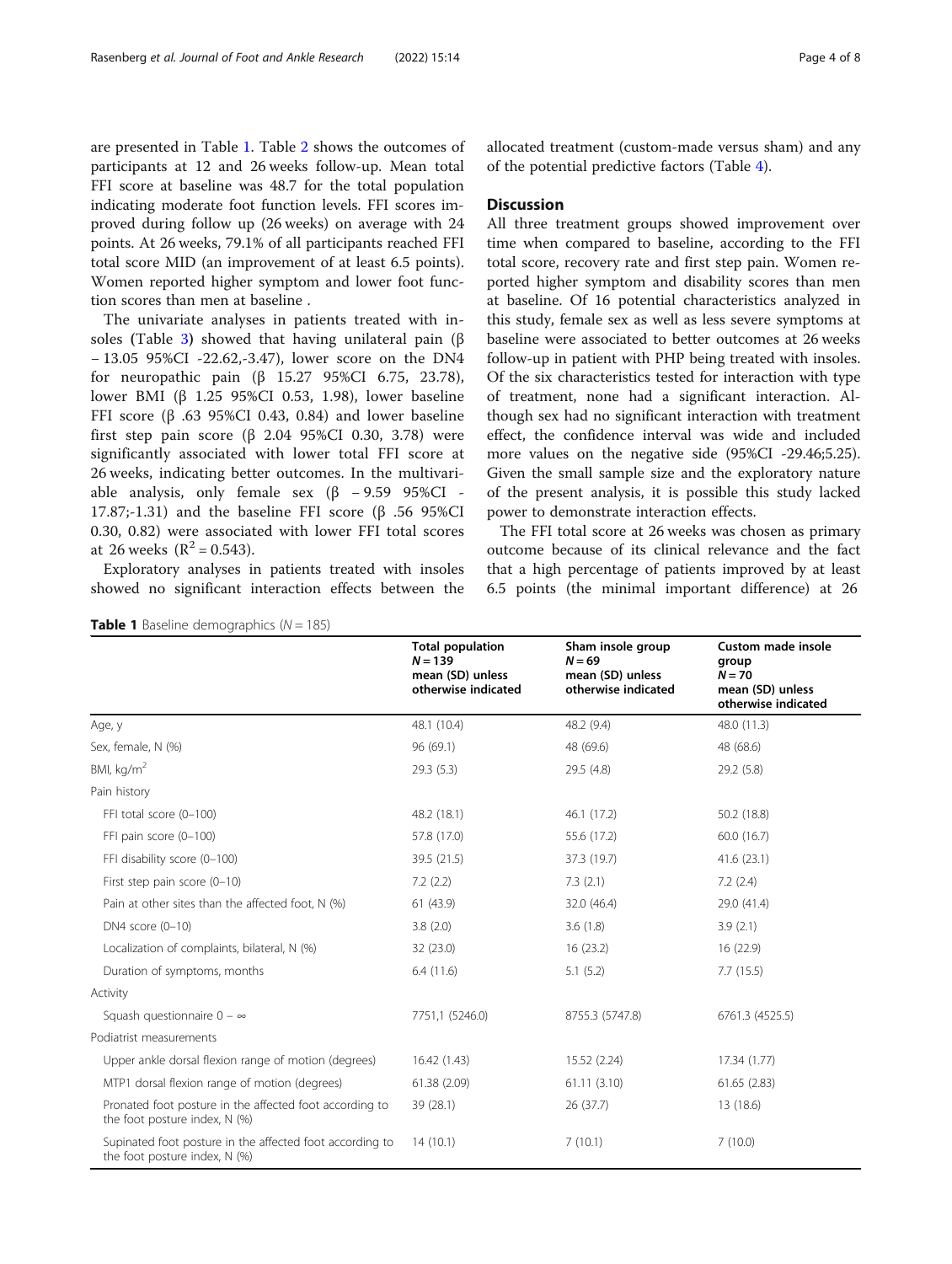are presented in Table 1. Table 2 shows the outcomes of participants at 12 and 26 weeks follow-up. Mean total FFI score at baseline was 48.7 for the total population indicating moderate foot function levels. FFI scores improved during follow up (26 weeks) on average with 24 points. At 26 weeks, 79.1% of all participants reached FFI total score MID (an improvement of at least 6.5 points). Women reported higher symptom and lower foot function scores than men at baseline .

The univariate analyses in patients treated with insoles (Table 3) showed that having unilateral pain (β – 13.05 95%CI -22.62,-3.47), lower score on the DN4 for neuropathic pain (β 15.27 95%CI 6.75, 23.78), lower BMI (β 1.25 95%CI 0.53, 1.98), lower baseline FFI score (β .63 95%CI 0.43, 0.84) and lower baseline first step pain score (β 2.04 95%CI 0.30, 3.78) were significantly associated with lower total FFI score at 26 weeks, indicating better outcomes. In the multivariable analysis, only female sex (β – 9.59 95%CI -17.87;-1.31) and the baseline FFI score (β .56 95%CI 0.30, 0.82) were associated with lower FFI total scores at 26 weeks ($R^2 = 0.543$).

Exploratory analyses in patients treated with insoles showed no significant interaction effects between the allocated treatment (custom-made versus sham) and any of the potential predictive factors (Table 4).

## Discussion

All three treatment groups showed improvement over time when compared to baseline, according to the FFI total score, recovery rate and first step pain. Women reported higher symptom and disability scores than men at baseline. Of 16 potential characteristics analyzed in this study, female sex as well as less severe symptoms at baseline were associated to better outcomes at 26 weeks follow-up in patient with PHP being treated with insoles. Of the six characteristics tested for interaction with type of treatment, none had a significant interaction. Although sex had no significant interaction with treatment effect, the confidence interval was wide and included more values on the negative side (95%CI -29.46;5.25). Given the small sample size and the exploratory nature of the present analysis, it is possible this study lacked power to demonstrate interaction effects.

The FFI total score at 26 weeks was chosen as primary outcome because of its clinical relevance and the fact that a high percentage of patients improved by at least 6.5 points (the minimal important difference) at 26

**Table 1** Baseline demographics ($N = 185$)

| | Total population $N = 139$ mean (SD) unless otherwise indicated | Sham insole group $N = 69$ mean (SD) unless otherwise indicated | Custom made insole group $N = 70$ mean (SD) unless otherwise indicated |
|---|---|---|---|
| Age, y | 48.1 (10.4) | 48.2 (9.4) | 48.0 (11.3) |
| Sex, female, N (%) | 96 (69.1) | 48 (69.6) | 48 (68.6) |
| BMI, kg/m$^2$ | 29.3 (5.3) | 29.5 (4.8) | 29.2 (5.8) |
| Pain history | | | |
| FFI total score (0–100) | 48.2 (18.1) | 46.1 (17.2) | 50.2 (18.8) |
| FFI pain score (0–100) | 57.8 (17.0) | 55.6 (17.2) | 60.0 (16.7) |
| FFI disability score (0–100) | 39.5 (21.5) | 37.3 (19.7) | 41.6 (23.1) |
| First step pain score (0–10) | 7.2 (2.2) | 7.3 (2.1) | 7.2 (2.4) |
| Pain at other sites than the affected foot, N (%) | 61 (43.9) | 32.0 (46.4) | 29.0 (41.4) |
| DN4 score (0–10) | 3.8 (2.0) | 3.6 (1.8) | 3.9 (2.1) |
| Localization of complaints, bilateral, N (%) | 32 (23.0) | 16 (23.2) | 16 (22.9) |
| Duration of symptoms, months | 6.4 (11.6) | 5.1 (5.2) | 7.7 (15.5) |
| Activity | | | |
| Squash questionnaire 0 – ∞ | 7751,1 (5246.0) | 8755.3 (5747.8) | 6761.3 (4525.5) |
| Podiatrist measurements | | | |
| Upper ankle dorsal flexion range of motion (degrees) | 16.42 (1.43) | 15.52 (2.24) | 17.34 (1.77) |
| MTP1 dorsal flexion range of motion (degrees) | 61.38 (2.09) | 61.11 (3.10) | 61.65 (2.83) |
| Pronated foot posture in the affected foot according to the foot posture index, N (%) | 39 (28.1) | 26 (37.7) | 13 (18.6) |
| Supinated foot posture in the affected foot according to the foot posture index, N (%) | 14 (10.1) | 7 (10.1) | 7 (10.0) |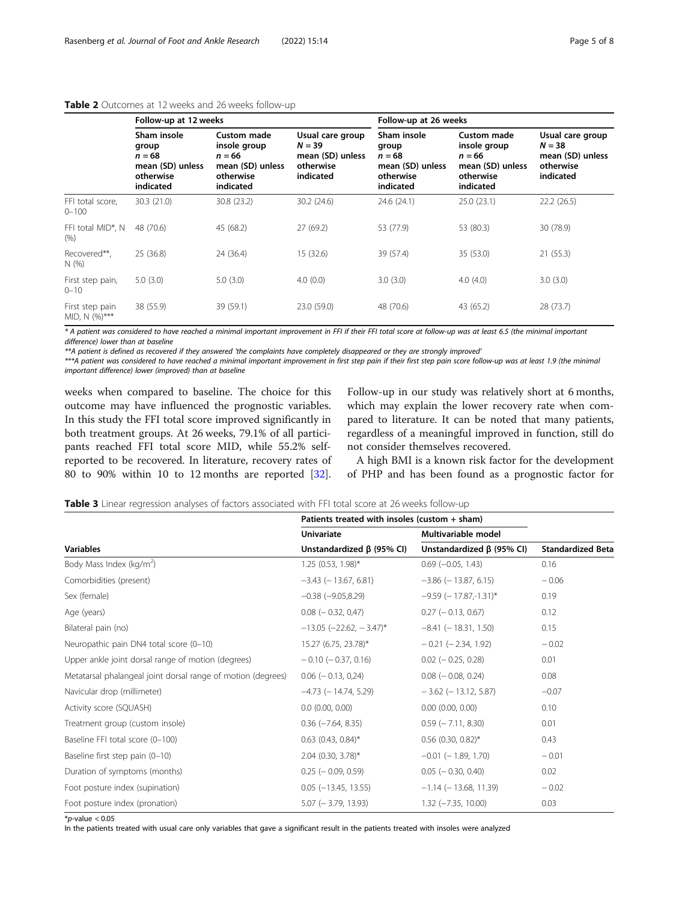**Table 2** Outcomes at 12 weeks and 26 weeks follow-up

| | Follow-up at 12 weeks | | | Follow-up at 26 weeks | | |
|---|---|---|---|---|---|---|
| | Sham insole group $n = 68$ mean (SD) unless otherwise indicated | Custom made insole group $n = 66$ mean (SD) unless otherwise indicated | Usual care group $N = 39$ mean (SD) unless otherwise indicated | Sham insole group $n = 68$ mean (SD) unless otherwise indicated | Custom made insole group $n = 66$ mean (SD) unless otherwise indicated | Usual care group $N = 38$ mean (SD) unless otherwise indicated |
| FFI total score, 0–100 | 30.3 (21.0) | 30.8 (23.2) | 30.2 (24.6) | 24.6 (24.1) | 25.0 (23.1) | 22.2 (26.5) |
| FFI total MID*, N (%) | 48 (70.6) | 45 (68.2) | 27 (69.2) | 53 (77.9) | 53 (80.3) | 30 (78.9) |
| Recovered**, N (%) | 25 (36.8) | 24 (36.4) | 15 (32.6) | 39 (57.4) | 35 (53.0) | 21 (55.3) |
| First step pain, 0–10 | 5.0 (3.0) | 5.0 (3.0) | 4.0 (0.0) | 3.0 (3.0) | 4.0 (4.0) | 3.0 (3.0) |
| First step pain MID, N (%)*** | 38 (55.9) | 39 (59.1) | 23.0 (59.0) | 48 (70.6) | 43 (65.2) | 28 (73.7) |

*\* A patient was considered to have reached a minimal important improvement in FFI if their FFI total score at follow-up was at least 6.5 (the minimal important difference) lower than at baseline*

*\*\*A patient is defined as recovered if they answered 'the complaints have completely disappeared or they are strongly improved'*

*\*\*\*A patient was considered to have reached a minimal important improvement in first step pain if their first step pain score follow-up was at least 1.9 (the minimal important difference) lower (improved) than at baseline*

weeks when compared to baseline. The choice for this outcome may have influenced the prognostic variables. In this study the FFI total score improved significantly in both treatment groups. At 26 weeks, 79.1% of all participants reached FFI total score MID, while 55.2% self-reported to be recovered. In literature, recovery rates of 80 to 90% within 10 to 12 months are reported [32]. Follow-up in our study was relatively short at 6 months, which may explain the lower recovery rate when compared to literature. It can be noted that many patients, regardless of a meaningful improved in function, still do not consider themselves recovered.

A high BMI is a known risk factor for the development of PHP and has been found as a prognostic factor for

**Table 3** Linear regression analyses of factors associated with FFI total score at 26 weeks follow-up

| | Patients treated with insoles (custom + sham) | | |
|---|---|---|---|
| | Univariate | Multivariable model | |
| Variables | Unstandardized β (95% CI) | Unstandardized β (95% CI) | Standardized Beta |
| Body Mass Index (kg/m$^2$) | 1.25 (0.53, 1.98)* | 0.69 (−0.05, 1.43) | 0.16 |
| Comorbidities (present) | −3.43 (− 13.67, 6.81) | −3.86 (− 13.87, 6.15) | − 0.06 |
| Sex (female) | −0.38 (−9.05,8.29) | −9.59 (− 17.87,-1.31)* | 0.19 |
| Age (years) | 0.08 (− 0.32, 0,47) | 0.27 (− 0.13, 0.67) | 0.12 |
| Bilateral pain (no) | −13.05 (−22.62, − 3.47)* | −8.41 (− 18.31, 1.50) | 0.15 |
| Neuropathic pain DN4 total score (0–10) | 15.27 (6.75, 23.78)* | − 0.21 (− 2.34, 1.92) | − 0.02 |
| Upper ankle joint dorsal range of motion (degrees) | − 0.10 (− 0.37, 0.16) | 0.02 (− 0.25, 0.28) | 0.01 |
| Metatarsal phalangeal joint dorsal range of motion (degrees) | 0.06 (− 0.13, 0,24) | 0.08 (− 0.08, 0.24) | 0.08 |
| Navicular drop (millimeter) | −4.73 (− 14.74, 5.29) | − 3.62 (− 13.12, 5.87) | −0.07 |
| Activity score (SQUASH) | 0.0 (0.00, 0.00) | 0.00 (0.00, 0.00) | 0.10 |
| Treatment group (custom insole) | 0.36 (−7.64, 8.35) | 0.59 (− 7.11, 8.30) | 0.01 |
| Baseline FFI total score (0–100) | 0.63 (0.43, 0.84)* | 0.56 (0.30, 0.82)* | 0.43 |
| Baseline first step pain (0–10) | 2.04 (0.30, 3.78)* | −0.01 (− 1.89, 1.70) | − 0.01 |
| Duration of symptoms (months) | 0.25 (− 0.09, 0.59) | 0.05 (− 0.30, 0.40) | 0.02 |
| Foot posture index (supination) | 0.05 (−13.45, 13.55) | −1.14 (− 13.68, 11.39) | − 0.02 |
| Foot posture index (pronation) | 5.07 (− 3.79, 13.93) | 1.32 (−7.35, 10.00) | 0.03 |

*$p$-value $< 0.05$

In the patients treated with usual care only variables that gave a significant result in the patients treated with insoles were analyzed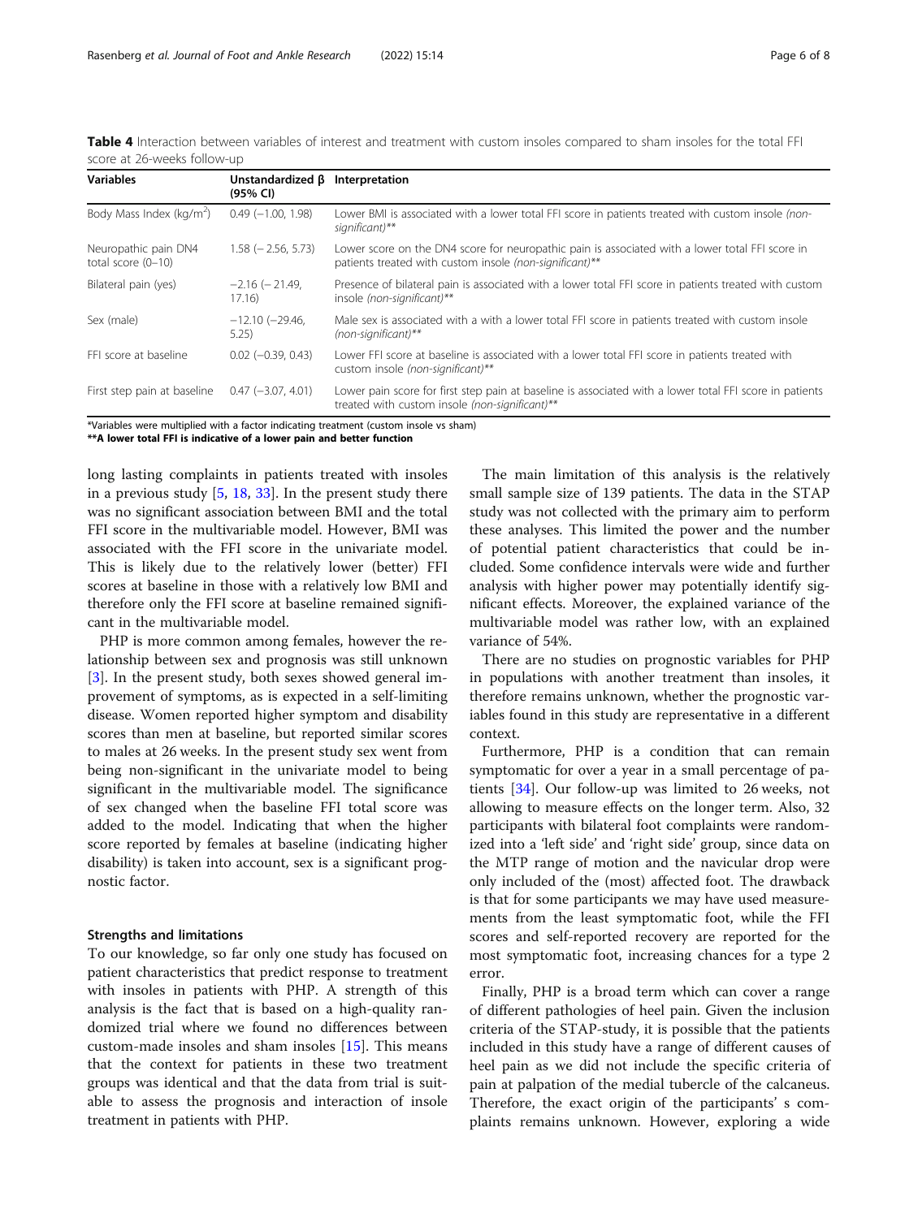**Table 4** Interaction between variables of interest and treatment with custom insoles compared to sham insoles for the total FFI score at 26-weeks follow-up

| Variables | Unstandardized β (95% CI) | Interpretation |
|---|---|---|
| Body Mass Index (kg/m$^2$) | 0.49 (−1.00, 1.98) | Lower BMI is associated with a lower total FFI score in patients treated with custom insole *(non-significant)*** |
| Neuropathic pain DN4 total score (0–10) | 1.58 (− 2.56, 5.73) | Lower score on the DN4 score for neuropathic pain is associated with a lower total FFI score in patients treated with custom insole *(non-significant)*** |
| Bilateral pain (yes) | −2.16 (− 21.49, 17.16) | Presence of bilateral pain is associated with a lower total FFI score in patients treated with custom insole *(non-significant)*** |
| Sex (male) | −12.10 (−29.46, 5.25) | Male sex is associated with a with a lower total FFI score in patients treated with custom insole *(non-significant)*** |
| FFI score at baseline | 0.02 (−0.39, 0.43) | Lower FFI score at baseline is associated with a lower total FFI score in patients treated with custom insole *(non-significant)*** |
| First step pain at baseline | 0.47 (−3.07, 4.01) | Lower pain score for first step pain at baseline is associated with a lower total FFI score in patients treated with custom insole *(non-significant)*** |

*Variables were multiplied with a factor indicating treatment (custom insole vs sham)

****A lower total FFI is indicative of a lower pain and better function**

long lasting complaints in patients treated with insoles in a previous study [5, 18, 33]. In the present study there was no significant association between BMI and the total FFI score in the multivariable model. However, BMI was associated with the FFI score in the univariate model. This is likely due to the relatively lower (better) FFI scores at baseline in those with a relatively low BMI and therefore only the FFI score at baseline remained significant in the multivariable model.

PHP is more common among females, however the relationship between sex and prognosis was still unknown [3]. In the present study, both sexes showed general improvement of symptoms, as is expected in a self-limiting disease. Women reported higher symptom and disability scores than men at baseline, but reported similar scores to males at 26 weeks. In the present study sex went from being non-significant in the univariate model to being significant in the multivariable model. The significance of sex changed when the baseline FFI total score was added to the model. Indicating that when the higher score reported by females at baseline (indicating higher disability) is taken into account, sex is a significant prognostic factor.

### Strengths and limitations

To our knowledge, so far only one study has focused on patient characteristics that predict response to treatment with insoles in patients with PHP. A strength of this analysis is the fact that is based on a high-quality randomized trial where we found no differences between custom-made insoles and sham insoles [15]. This means that the context for patients in these two treatment groups was identical and that the data from trial is suitable to assess the prognosis and interaction of insole treatment in patients with PHP.

The main limitation of this analysis is the relatively small sample size of 139 patients. The data in the STAP study was not collected with the primary aim to perform these analyses. This limited the power and the number of potential patient characteristics that could be included. Some confidence intervals were wide and further analysis with higher power may potentially identify significant effects. Moreover, the explained variance of the multivariable model was rather low, with an explained variance of 54%.

There are no studies on prognostic variables for PHP in populations with another treatment than insoles, it therefore remains unknown, whether the prognostic variables found in this study are representative in a different context.

Furthermore, PHP is a condition that can remain symptomatic for over a year in a small percentage of patients [34]. Our follow-up was limited to 26 weeks, not allowing to measure effects on the longer term. Also, 32 participants with bilateral foot complaints were randomized into a 'left side' and 'right side' group, since data on the MTP range of motion and the navicular drop were only included of the (most) affected foot. The drawback is that for some participants we may have used measurements from the least symptomatic foot, while the FFI scores and self-reported recovery are reported for the most symptomatic foot, increasing chances for a type 2 error.

Finally, PHP is a broad term which can cover a range of different pathologies of heel pain. Given the inclusion criteria of the STAP-study, it is possible that the patients included in this study have a range of different causes of heel pain as we did not include the specific criteria of pain at palpation of the medial tubercle of the calcaneus. Therefore, the exact origin of the participants' s complaints remains unknown. However, exploring a wide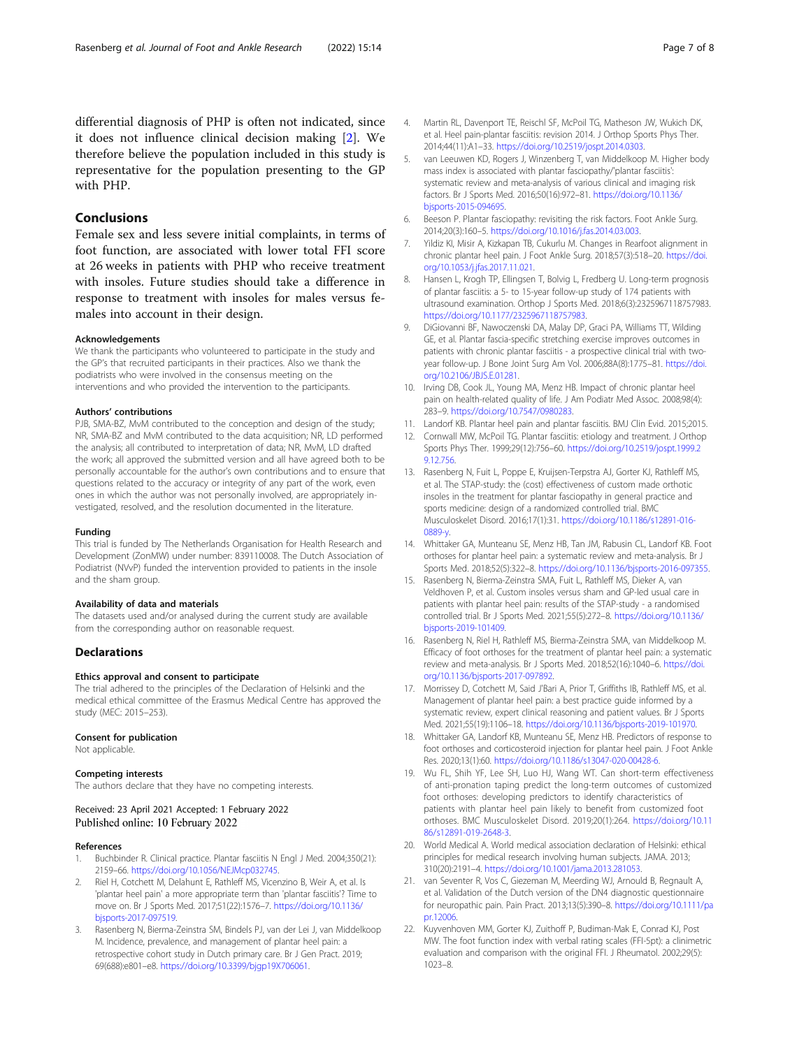differential diagnosis of PHP is often not indicated, since it does not influence clinical decision making [2]. We therefore believe the population included in this study is representative for the population presenting to the GP with PHP.

## Conclusions

Female sex and less severe initial complaints, in terms of foot function, are associated with lower total FFI score at 26 weeks in patients with PHP who receive treatment with insoles. Future studies should take a difference in response to treatment with insoles for males versus females into account in their design.

#### Acknowledgements

We thank the participants who volunteered to participate in the study and the GP's that recruited participants in their practices. Also we thank the podiatrists who were involved in the consensus meeting on the interventions and who provided the intervention to the participants.

#### Authors' contributions

PJB, SMA-BZ, MvM contributed to the conception and design of the study; NR, SMA-BZ and MvM contributed to the data acquisition; NR, LD performed the analysis; all contributed to interpretation of data; NR, MvM, LD drafted the work; all approved the submitted version and all have agreed both to be personally accountable for the author's own contributions and to ensure that questions related to the accuracy or integrity of any part of the work, even ones in which the author was not personally involved, are appropriately investigated, resolved, and the resolution documented in the literature.

#### Funding

This trial is funded by The Netherlands Organisation for Health Research and Development (ZonMW) under number: 839110008. The Dutch Association of Podiatrist (NVvP) funded the intervention provided to patients in the insole and the sham group.

#### Availability of data and materials

The datasets used and/or analysed during the current study are available from the corresponding author on reasonable request.

## Declarations

#### Ethics approval and consent to participate

The trial adhered to the principles of the Declaration of Helsinki and the medical ethical committee of the Erasmus Medical Centre has approved the study (MEC: 2015–253).

#### Consent for publication

Not applicable.

#### Competing interests

The authors declare that they have no competing interests.

Received: 23 April 2021 Accepted: 1 February 2022
Published online: 10 February 2022

#### References

1. Buchbinder R. Clinical practice. Plantar fasciitis N Engl J Med. 2004;350(21): 2159–66. https://doi.org/10.1056/NEJMcp032745.
2. Riel H, Cotchett M, Delahunt E, Rathleff MS, Vicenzino B, Weir A, et al. Is 'plantar heel pain' a more appropriate term than 'plantar fasciitis'? Time to move on. Br J Sports Med. 2017;51(22):1576–7. https://doi.org/10.1136/bjsports-2017-097519.
3. Rasenberg N, Bierma-Zeinstra SM, Bindels PJ, van der Lei J, van Middelkoop M. Incidence, prevalence, and management of plantar heel pain: a retrospective cohort study in Dutch primary care. Br J Gen Pract. 2019; 69(688):e801–e8. https://doi.org/10.3399/bjgp19X706061.
4. Martin RL, Davenport TE, Reischl SF, McPoil TG, Matheson JW, Wukich DK, et al. Heel pain-plantar fasciitis: revision 2014. J Orthop Sports Phys Ther. 2014;44(11):A1–33. https://doi.org/10.2519/jospt.2014.0303.
5. van Leeuwen KD, Rogers J, Winzenberg T, van Middelkoop M. Higher body mass index is associated with plantar fasciopathy/'plantar fasciitis': systematic review and meta-analysis of various clinical and imaging risk factors. Br J Sports Med. 2016;50(16):972–81. https://doi.org/10.1136/bjsports-2015-094695.
6. Beeson P. Plantar fasciopathy: revisiting the risk factors. Foot Ankle Surg. 2014;20(3):160–5. https://doi.org/10.1016/j.fas.2014.03.003.
7. Yildiz KI, Misir A, Kizkapan TB, Cukurlu M. Changes in Rearfoot alignment in chronic plantar heel pain. J Foot Ankle Surg. 2018;57(3):518–20. https://doi.org/10.1053/j.jfas.2017.11.021.
8. Hansen L, Krogh TP, Ellingsen T, Bolvig L, Fredberg U. Long-term prognosis of plantar fasciitis: a 5- to 15-year follow-up study of 174 patients with ultrasound examination. Orthop J Sports Med. 2018;6(3):2325967118757983. https://doi.org/10.1177/2325967118757983.
9. DiGiovanni BF, Nawoczenski DA, Malay DP, Graci PA, Williams TT, Wilding GE, et al. Plantar fascia-specific stretching exercise improves outcomes in patients with chronic plantar fasciitis - a prospective clinical trial with two-year follow-up. J Bone Joint Surg Am Vol. 2006;88A(8):1775–81. https://doi.org/10.2106/JBJS.E.01281.
10. Irving DB, Cook JL, Young MA, Menz HB. Impact of chronic plantar heel pain on health-related quality of life. J Am Podiatr Med Assoc. 2008;98(4): 283–9. https://doi.org/10.7547/0980283.
11. Landorf KB. Plantar heel pain and plantar fasciitis. BMJ Clin Evid. 2015;2015.
12. Cornwall MW, McPoil TG. Plantar fasciitis: etiology and treatment. J Orthop Sports Phys Ther. 1999;29(12):756–60. https://doi.org/10.2519/jospt.1999.29.12.756.
13. Rasenberg N, Fuit L, Poppe E, Kruijsen-Terpstra AJ, Gorter KJ, Rathleff MS, et al. The STAP-study: the (cost) effectiveness of custom made orthotic insoles in the treatment for plantar fasciopathy in general practice and sports medicine: design of a randomized controlled trial. BMC Musculoskelet Disord. 2016;17(1):31. https://doi.org/10.1186/s12891-016-0889-y.
14. Whittaker GA, Munteanu SE, Menz HB, Tan JM, Rabusin CL, Landorf KB. Foot orthoses for plantar heel pain: a systematic review and meta-analysis. Br J Sports Med. 2018;52(5):322–8. https://doi.org/10.1136/bjsports-2016-097355.
15. Rasenberg N, Bierma-Zeinstra SMA, Fuit L, Rathleff MS, Dieker A, van Veldhoven P, et al. Custom insoles versus sham and GP-led usual care in patients with plantar heel pain: results of the STAP-study - a randomised controlled trial. Br J Sports Med. 2021;55(5):272–8. https://doi.org/10.1136/bjsports-2019-101409.
16. Rasenberg N, Riel H, Rathleff MS, Bierma-Zeinstra SMA, van Middelkoop M. Efficacy of foot orthoses for the treatment of plantar heel pain: a systematic review and meta-analysis. Br J Sports Med. 2018;52(16):1040–6. https://doi.org/10.1136/bjsports-2017-097892.
17. Morrissey D, Cotchett M, Said J'Bari A, Prior T, Griffiths IB, Rathleff MS, et al. Management of plantar heel pain: a best practice guide informed by a systematic review, expert clinical reasoning and patient values. Br J Sports Med. 2021;55(19):1106–18. https://doi.org/10.1136/bjsports-2019-101970.
18. Whittaker GA, Landorf KB, Munteanu SE, Menz HB. Predictors of response to foot orthoses and corticosteroid injection for plantar heel pain. J Foot Ankle Res. 2020;13(1):60. https://doi.org/10.1186/s13047-020-00428-6.
19. Wu FL, Shih YF, Lee SH, Luo HJ, Wang WT. Can short-term effectiveness of anti-pronation taping predict the long-term outcomes of customized foot orthoses: developing predictors to identify characteristics of patients with plantar heel pain likely to benefit from customized foot orthoses. BMC Musculoskelet Disord. 2019;20(1):264. https://doi.org/10.1186/s12891-019-2648-3.
20. World Medical A. World medical association declaration of Helsinki: ethical principles for medical research involving human subjects. JAMA. 2013; 310(20):2191–4. https://doi.org/10.1001/jama.2013.281053.
21. van Seventer R, Vos C, Giezeman M, Meerding WJ, Arnould B, Regnault A, et al. Validation of the Dutch version of the DN4 diagnostic questionnaire for neuropathic pain. Pain Pract. 2013;13(5):390–8. https://doi.org/10.1111/papr.12006.
22. Kuyvenhoven MM, Gorter KJ, Zuithoff P, Budiman-Mak E, Conrad KJ, Post MW. The foot function index with verbal rating scales (FFI-5pt): a clinimetric evaluation and comparison with the original FFI. J Rheumatol. 2002;29(5): 1023–8.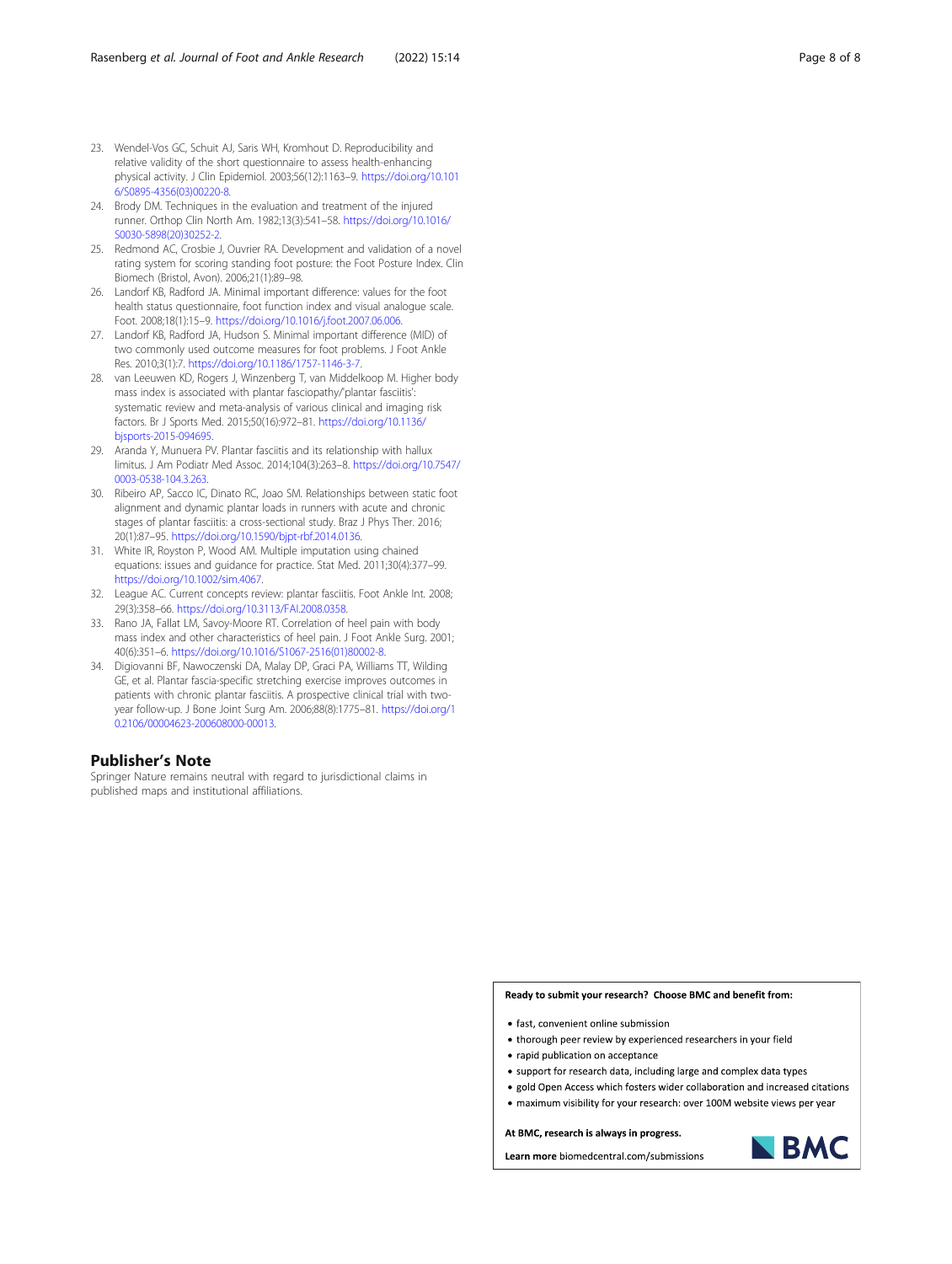23. Wendel-Vos GC, Schuit AJ, Saris WH, Kromhout D. Reproducibility and relative validity of the short questionnaire to assess health-enhancing physical activity. J Clin Epidemiol. 2003;56(12):1163–9. https://doi.org/10.1016/S0895-4356(03)00220-8.
24. Brody DM. Techniques in the evaluation and treatment of the injured runner. Orthop Clin North Am. 1982;13(3):541–58. https://doi.org/10.1016/S0030-5898(20)30252-2.
25. Redmond AC, Crosbie J, Ouvrier RA. Development and validation of a novel rating system for scoring standing foot posture: the Foot Posture Index. Clin Biomech (Bristol, Avon). 2006;21(1):89–98.
26. Landorf KB, Radford JA. Minimal important difference: values for the foot health status questionnaire, foot function index and visual analogue scale. Foot. 2008;18(1):15–9. https://doi.org/10.1016/j.foot.2007.06.006.
27. Landorf KB, Radford JA, Hudson S. Minimal important difference (MID) of two commonly used outcome measures for foot problems. J Foot Ankle Res. 2010;3(1):7. https://doi.org/10.1186/1757-1146-3-7.
28. van Leeuwen KD, Rogers J, Winzenberg T, van Middelkoop M. Higher body mass index is associated with plantar fasciopathy/'plantar fasciitis': systematic review and meta-analysis of various clinical and imaging risk factors. Br J Sports Med. 2015;50(16):972–81. https://doi.org/10.1136/bjsports-2015-094695.
29. Aranda Y, Munuera PV. Plantar fasciitis and its relationship with hallux limitus. J Am Podiatr Med Assoc. 2014;104(3):263–8. https://doi.org/10.7547/0003-0538-104.3.263.
30. Ribeiro AP, Sacco IC, Dinato RC, Joao SM. Relationships between static foot alignment and dynamic plantar loads in runners with acute and chronic stages of plantar fasciitis: a cross-sectional study. Braz J Phys Ther. 2016;20(1):87–95. https://doi.org/10.1590/bjpt-rbf.2014.0136.
31. White IR, Royston P, Wood AM. Multiple imputation using chained equations: issues and guidance for practice. Stat Med. 2011;30(4):377–99. https://doi.org/10.1002/sim.4067.
32. League AC. Current concepts review: plantar fasciitis. Foot Ankle Int. 2008;29(3):358–66. https://doi.org/10.3113/FAI.2008.0358.
33. Rano JA, Fallat LM, Savoy-Moore RT. Correlation of heel pain with body mass index and other characteristics of heel pain. J Foot Ankle Surg. 2001;40(6):351–6. https://doi.org/10.1016/S1067-2516(01)80002-8.
34. Digiovanni BF, Nawoczenski DA, Malay DP, Graci PA, Williams TT, Wilding GE, et al. Plantar fascia-specific stretching exercise improves outcomes in patients with chronic plantar fasciitis. A prospective clinical trial with two-year follow-up. J Bone Joint Surg Am. 2006;88(8):1775–81. https://doi.org/10.2106/00004623-200608000-00013.

## Publisher's Note

Springer Nature remains neutral with regard to jurisdictional claims in published maps and institutional affiliations.

**Ready to submit your research? Choose BMC and benefit from:**

- fast, convenient online submission
- thorough peer review by experienced researchers in your field
- rapid publication on acceptance
- support for research data, including large and complex data types
- gold Open Access which fosters wider collaboration and increased citations
- maximum visibility for your research: over 100M website views per year

**At BMC, research is always in progress.**

**Learn more** biomedcentral.com/submissions

BMC